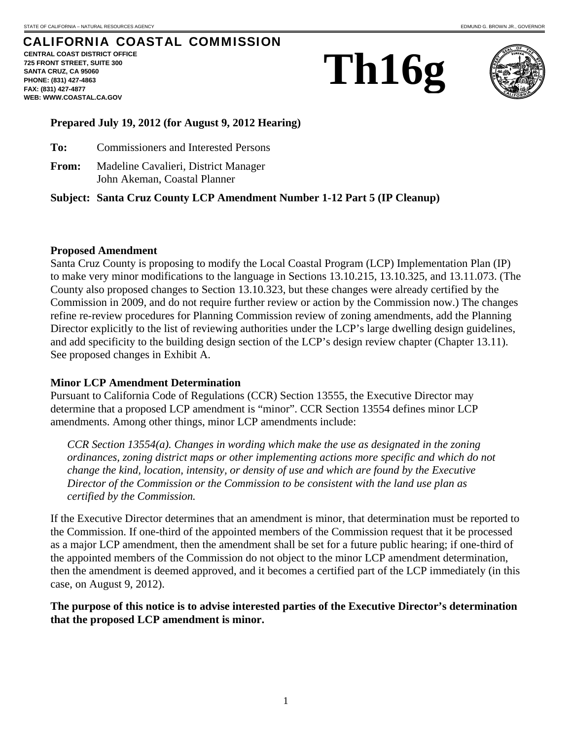STATE OF CALIFORNIA – NATURAL RESOURCES AGENCY

EDMUND G. BROWN JR., GOVERNOR

# CALIFORNIA COASTAL COMMISSION

**CENTRAL COAST DISTRICT OFFICE**
**725 FRONT STREET, SUITE 300**
**SANTA CRUZ, CA 95060**
**PHONE: (831) 427-4863**
**FAX: (831) 427-4877**
**WEB: WWW.COASTAL.CA.GOV**

# Th16g

**Prepared July 19, 2012 (for August 9, 2012 Hearing)**

**To:** Commissioners and Interested Persons

**From:** Madeline Cavalieri, District Manager
John Akeman, Coastal Planner

**Subject: Santa Cruz County LCP Amendment Number 1-12 Part 5 (IP Cleanup)**

## Proposed Amendment

Santa Cruz County is proposing to modify the Local Coastal Program (LCP) Implementation Plan (IP) to make very minor modifications to the language in Sections 13.10.215, 13.10.325, and 13.11.073. (The County also proposed changes to Section 13.10.323, but these changes were already certified by the Commission in 2009, and do not require further review or action by the Commission now.) The changes refine re-review procedures for Planning Commission review of zoning amendments, add the Planning Director explicitly to the list of reviewing authorities under the LCP's large dwelling design guidelines, and add specificity to the building design section of the LCP's design review chapter (Chapter 13.11). See proposed changes in Exhibit A.

## Minor LCP Amendment Determination

Pursuant to California Code of Regulations (CCR) Section 13555, the Executive Director may determine that a proposed LCP amendment is "minor". CCR Section 13554 defines minor LCP amendments. Among other things, minor LCP amendments include:

> *CCR Section 13554(a). Changes in wording which make the use as designated in the zoning ordinances, zoning district maps or other implementing actions more specific and which do not change the kind, location, intensity, or density of use and which are found by the Executive Director of the Commission or the Commission to be consistent with the land use plan as certified by the Commission.*

If the Executive Director determines that an amendment is minor, that determination must be reported to the Commission. If one-third of the appointed members of the Commission request that it be processed as a major LCP amendment, then the amendment shall be set for a future public hearing; if one-third of the appointed members of the Commission do not object to the minor LCP amendment determination, then the amendment is deemed approved, and it becomes a certified part of the LCP immediately (in this case, on August 9, 2012).

**The purpose of this notice is to advise interested parties of the Executive Director's determination that the proposed LCP amendment is minor.**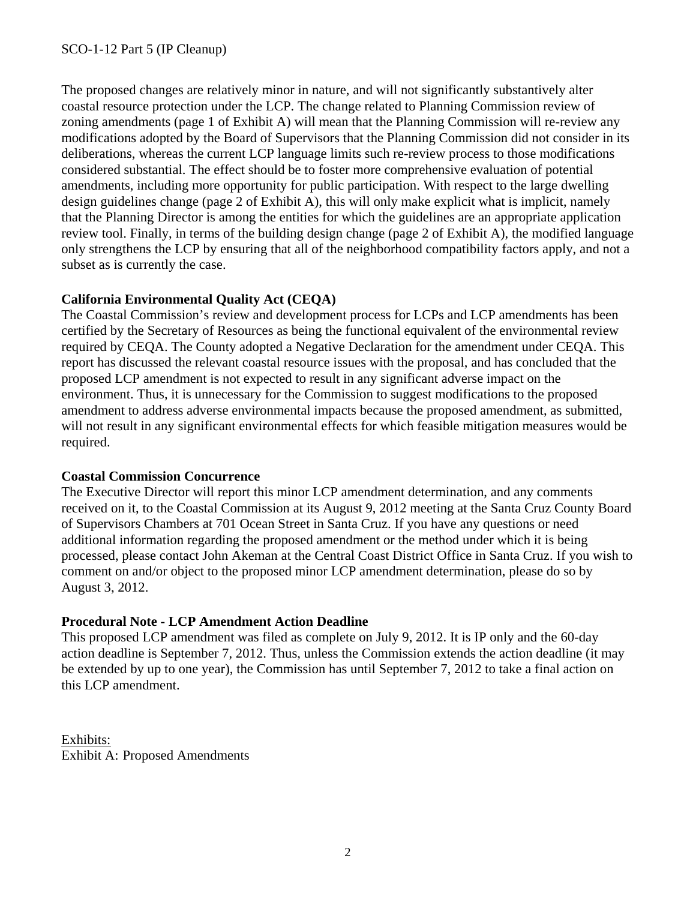The proposed changes are relatively minor in nature, and will not significantly substantively alter coastal resource protection under the LCP. The change related to Planning Commission review of zoning amendments (page 1 of Exhibit A) will mean that the Planning Commission will re-review any modifications adopted by the Board of Supervisors that the Planning Commission did not consider in its deliberations, whereas the current LCP language limits such re-review process to those modifications considered substantial. The effect should be to foster more comprehensive evaluation of potential amendments, including more opportunity for public participation. With respect to the large dwelling design guidelines change (page 2 of Exhibit A), this will only make explicit what is implicit, namely that the Planning Director is among the entities for which the guidelines are an appropriate application review tool. Finally, in terms of the building design change (page 2 of Exhibit A), the modified language only strengthens the LCP by ensuring that all of the neighborhood compatibility factors apply, and not a subset as is currently the case.

**California Environmental Quality Act (CEQA)**

The Coastal Commission's review and development process for LCPs and LCP amendments has been certified by the Secretary of Resources as being the functional equivalent of the environmental review required by CEQA. The County adopted a Negative Declaration for the amendment under CEQA. This report has discussed the relevant coastal resource issues with the proposal, and has concluded that the proposed LCP amendment is not expected to result in any significant adverse impact on the environment. Thus, it is unnecessary for the Commission to suggest modifications to the proposed amendment to address adverse environmental impacts because the proposed amendment, as submitted, will not result in any significant environmental effects for which feasible mitigation measures would be required.

**Coastal Commission Concurrence**

The Executive Director will report this minor LCP amendment determination, and any comments received on it, to the Coastal Commission at its August 9, 2012 meeting at the Santa Cruz County Board of Supervisors Chambers at 701 Ocean Street in Santa Cruz. If you have any questions or need additional information regarding the proposed amendment or the method under which it is being processed, please contact John Akeman at the Central Coast District Office in Santa Cruz. If you wish to comment on and/or object to the proposed minor LCP amendment determination, please do so by August 3, 2012.

**Procedural Note - LCP Amendment Action Deadline**

This proposed LCP amendment was filed as complete on July 9, 2012. It is IP only and the 60-day action deadline is September 7, 2012. Thus, unless the Commission extends the action deadline (it may be extended by up to one year), the Commission has until September 7, 2012 to take a final action on this LCP amendment.

Exhibits:
Exhibit A: Proposed Amendments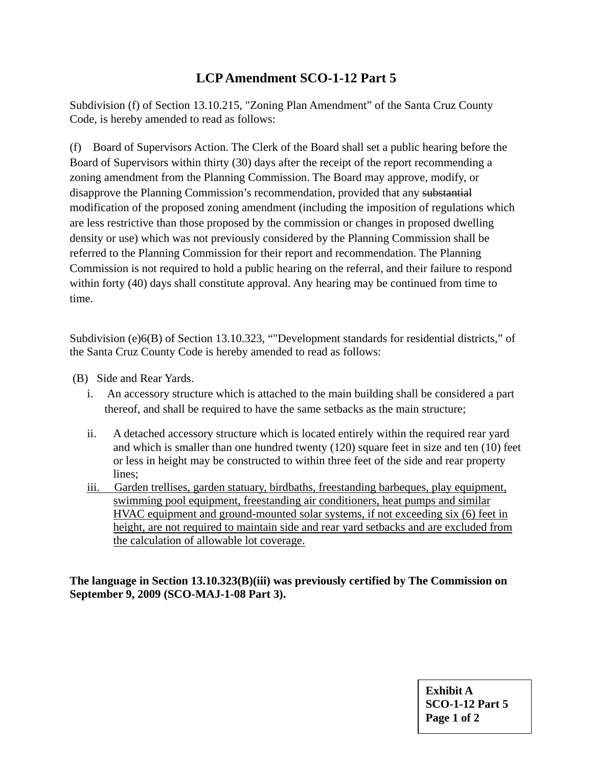# LCP Amendment SCO-1-12 Part 5

Subdivision (f) of Section 13.10.215, "Zoning Plan Amendment" of the Santa Cruz County Code, is hereby amended to read as follows:

(f) Board of Supervisors Action. The Clerk of the Board shall set a public hearing before the Board of Supervisors within thirty (30) days after the receipt of the report recommending a zoning amendment from the Planning Commission. The Board may approve, modify, or disapprove the Planning Commission's recommendation, provided that any ~~substantial~~ modification of the proposed zoning amendment (including the imposition of regulations which are less restrictive than those proposed by the commission or changes in proposed dwelling density or use) which was not previously considered by the Planning Commission shall be referred to the Planning Commission for their report and recommendation. The Planning Commission is not required to hold a public hearing on the referral, and their failure to respond within forty (40) days shall constitute approval. Any hearing may be continued from time to time.

Subdivision (e)6(B) of Section 13.10.323, ""Development standards for residential districts," of the Santa Cruz County Code is hereby amended to read as follows:

(B) Side and Rear Yards.

i. An accessory structure which is attached to the main building shall be considered a part thereof, and shall be required to have the same setbacks as the main structure;

ii. A detached accessory structure which is located entirely within the required rear yard and which is smaller than one hundred twenty (120) square feet in size and ten (10) feet or less in height may be constructed to within three feet of the side and rear property lines;

<u>iii. Garden trellises, garden statuary, birdbaths, freestanding barbeques, play equipment, swimming pool equipment, freestanding air conditioners, heat pumps and similar HVAC equipment and ground-mounted solar systems, if not exceeding six (6) feet in height, are not required to maintain side and rear yard setbacks and are excluded from the calculation of allowable lot coverage.</u>

**The language in Section 13.10.323(B)(iii) was previously certified by The Commission on September 9, 2009 (SCO-MAJ-1-08 Part 3).**

**Exhibit A**
**SCO-1-12 Part 5**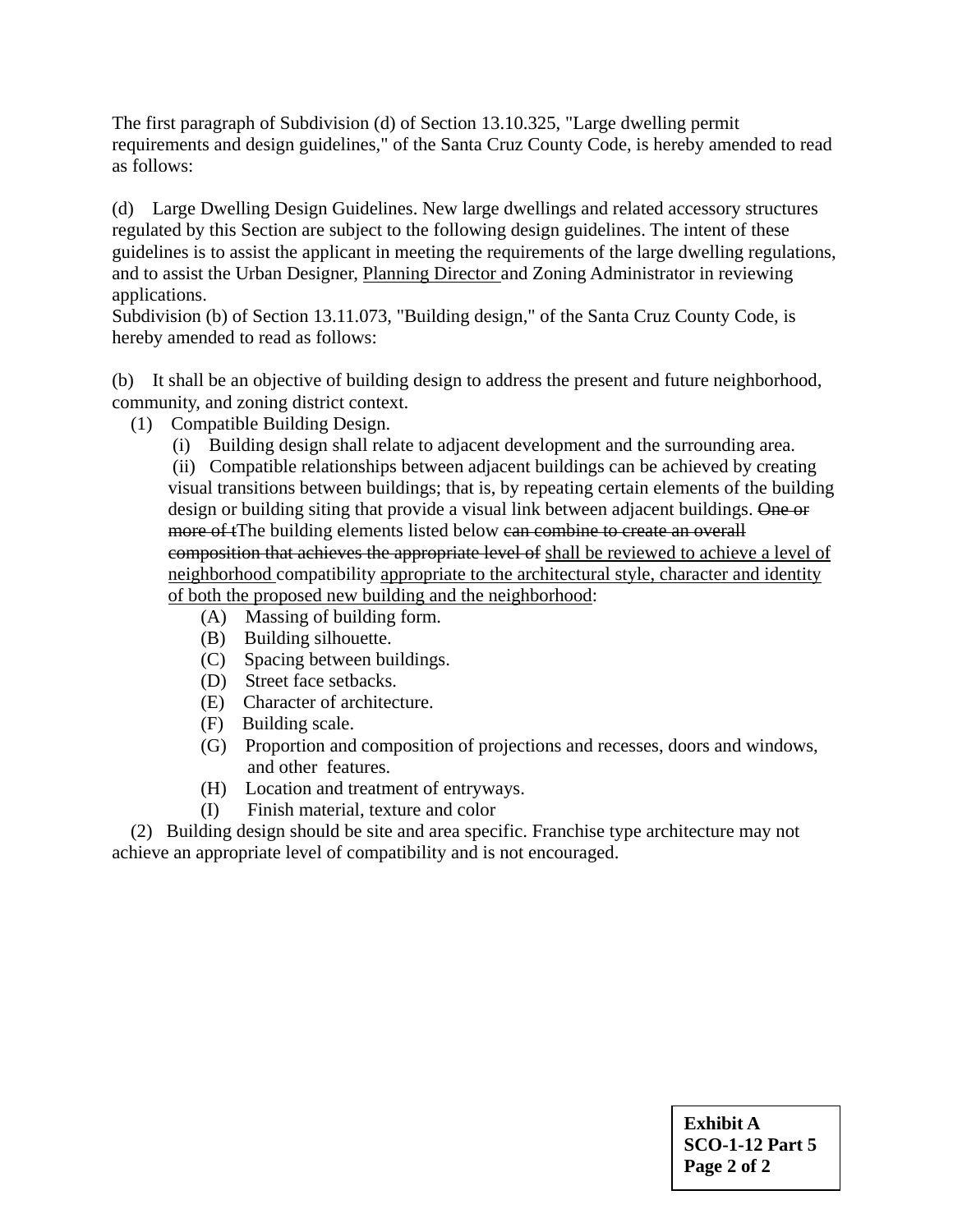The first paragraph of Subdivision (d) of Section 13.10.325, "Large dwelling permit requirements and design guidelines," of the Santa Cruz County Code, is hereby amended to read as follows:

(d) Large Dwelling Design Guidelines. New large dwellings and related accessory structures regulated by this Section are subject to the following design guidelines. The intent of these guidelines is to assist the applicant in meeting the requirements of the large dwelling regulations, and to assist the Urban Designer, <u>Planning Director</u> and Zoning Administrator in reviewing applications.

Subdivision (b) of Section 13.11.073, "Building design," of the Santa Cruz County Code, is hereby amended to read as follows:

(b) It shall be an objective of building design to address the present and future neighborhood, community, and zoning district context.

- (1) Compatible Building Design.
  - (i) Building design shall relate to adjacent development and the surrounding area.
  - (ii) Compatible relationships between adjacent buildings can be achieved by creating visual transitions between buildings; that is, by repeating certain elements of the building design or building siting that provide a visual link between adjacent buildings. ~~One or more of t~~The building elements listed below ~~can combine to create an overall composition that achieves the appropriate level of~~ <u>shall be reviewed to achieve a level of neighborhood</u> compatibility <u>appropriate to the architectural style, character and identity of both the proposed new building and the neighborhood</u>:
    - (A) Massing of building form.
    - (B) Building silhouette.
    - (C) Spacing between buildings.
    - (D) Street face setbacks.
    - (E) Character of architecture.
    - (F) Building scale.
    - (G) Proportion and composition of projections and recesses, doors and windows, and other features.
    - (H) Location and treatment of entryways.
    - (I) Finish material, texture and color
- (2) Building design should be site and area specific. Franchise type architecture may not achieve an appropriate level of compatibility and is not encouraged.